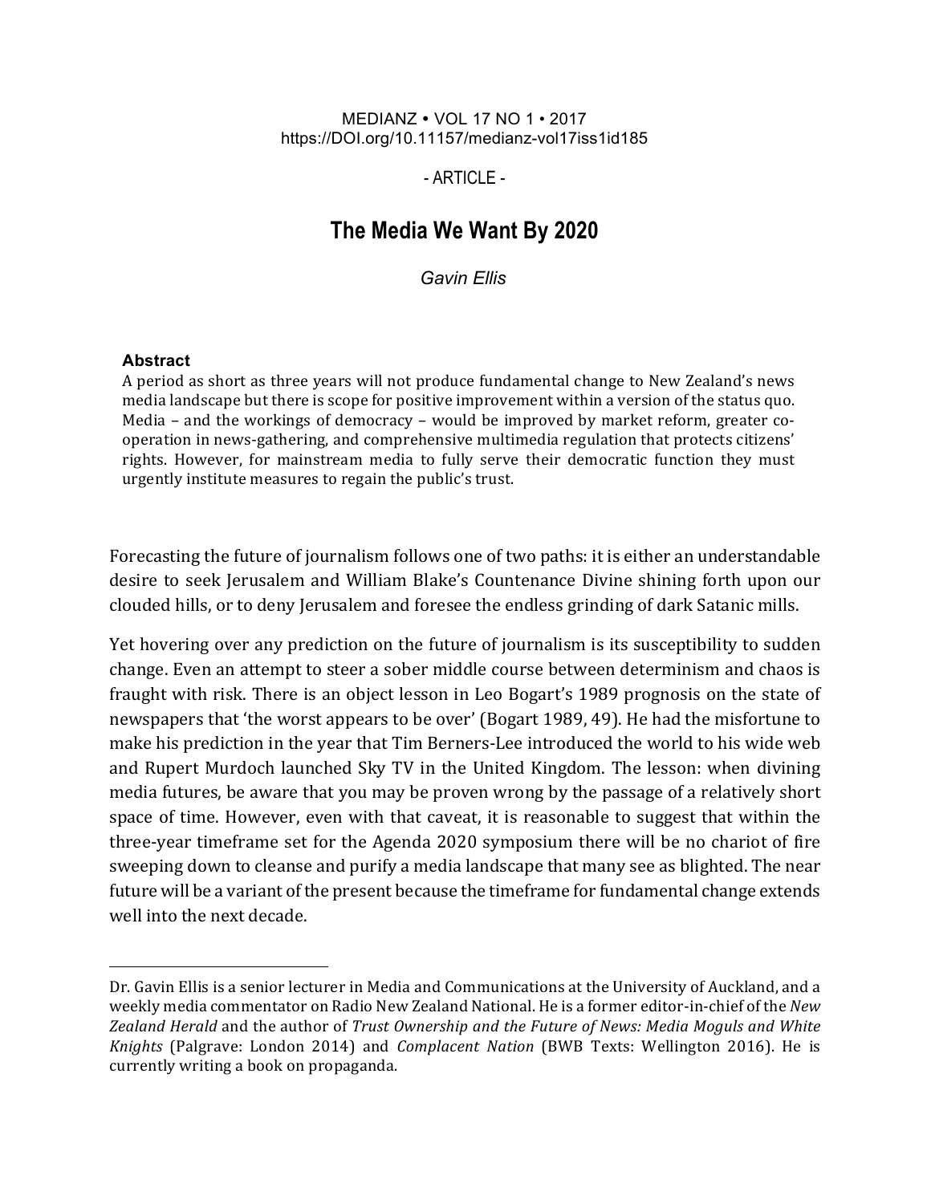MEDIANZ • VOL 17 NO 1 • 2017
https://DOI.org/10.11157/medianz-vol17iss1id185

- ARTICLE -

# The Media We Want By 2020

*Gavin Ellis*

### Abstract

A period as short as three years will not produce fundamental change to New Zealand's news media landscape but there is scope for positive improvement within a version of the status quo. Media – and the workings of democracy – would be improved by market reform, greater co-operation in news-gathering, and comprehensive multimedia regulation that protects citizens' rights. However, for mainstream media to fully serve their democratic function they must urgently institute measures to regain the public's trust.

Forecasting the future of journalism follows one of two paths: it is either an understandable desire to seek Jerusalem and William Blake's Countenance Divine shining forth upon our clouded hills, or to deny Jerusalem and foresee the endless grinding of dark Satanic mills.

Yet hovering over any prediction on the future of journalism is its susceptibility to sudden change. Even an attempt to steer a sober middle course between determinism and chaos is fraught with risk. There is an object lesson in Leo Bogart's 1989 prognosis on the state of newspapers that 'the worst appears to be over' (Bogart 1989, 49). He had the misfortune to make his prediction in the year that Tim Berners-Lee introduced the world to his wide web and Rupert Murdoch launched Sky TV in the United Kingdom. The lesson: when divining media futures, be aware that you may be proven wrong by the passage of a relatively short space of time. However, even with that caveat, it is reasonable to suggest that within the three-year timeframe set for the Agenda 2020 symposium there will be no chariot of fire sweeping down to cleanse and purify a media landscape that many see as blighted. The near future will be a variant of the present because the timeframe for fundamental change extends well into the next decade.

---

Dr. Gavin Ellis is a senior lecturer in Media and Communications at the University of Auckland, and a weekly media commentator on Radio New Zealand National. He is a former editor-in-chief of the *New Zealand Herald* and the author of *Trust Ownership and the Future of News: Media Moguls and White Knights* (Palgrave: London 2014) and *Complacent Nation* (BWB Texts: Wellington 2016). He is currently writing a book on propaganda.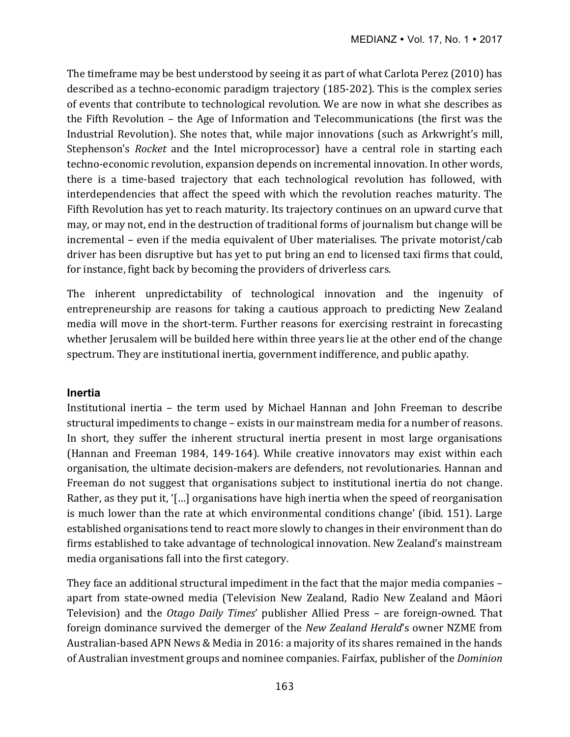The timeframe may be best understood by seeing it as part of what Carlota Perez (2010) has described as a techno-economic paradigm trajectory (185-202). This is the complex series of events that contribute to technological revolution. We are now in what she describes as the Fifth Revolution – the Age of Information and Telecommunications (the first was the Industrial Revolution). She notes that, while major innovations (such as Arkwright's mill, Stephenson's *Rocket* and the Intel microprocessor) have a central role in starting each techno-economic revolution, expansion depends on incremental innovation. In other words, there is a time-based trajectory that each technological revolution has followed, with interdependencies that affect the speed with which the revolution reaches maturity. The Fifth Revolution has yet to reach maturity. Its trajectory continues on an upward curve that may, or may not, end in the destruction of traditional forms of journalism but change will be incremental – even if the media equivalent of Uber materialises. The private motorist/cab driver has been disruptive but has yet to put bring an end to licensed taxi firms that could, for instance, fight back by becoming the providers of driverless cars.

The inherent unpredictability of technological innovation and the ingenuity of entrepreneurship are reasons for taking a cautious approach to predicting New Zealand media will move in the short-term. Further reasons for exercising restraint in forecasting whether Jerusalem will be builded here within three years lie at the other end of the change spectrum. They are institutional inertia, government indifference, and public apathy.

## Inertia

Institutional inertia – the term used by Michael Hannan and John Freeman to describe structural impediments to change – exists in our mainstream media for a number of reasons. In short, they suffer the inherent structural inertia present in most large organisations (Hannan and Freeman 1984, 149-164). While creative innovators may exist within each organisation, the ultimate decision-makers are defenders, not revolutionaries. Hannan and Freeman do not suggest that organisations subject to institutional inertia do not change. Rather, as they put it, '[…] organisations have high inertia when the speed of reorganisation is much lower than the rate at which environmental conditions change' (ibid. 151). Large established organisations tend to react more slowly to changes in their environment than do firms established to take advantage of technological innovation. New Zealand's mainstream media organisations fall into the first category.

They face an additional structural impediment in the fact that the major media companies – apart from state-owned media (Television New Zealand, Radio New Zealand and Māori Television) and the *Otago Daily Times*' publisher Allied Press – are foreign-owned. That foreign dominance survived the demerger of the *New Zealand Herald*'s owner NZME from Australian-based APN News & Media in 2016: a majority of its shares remained in the hands of Australian investment groups and nominee companies. Fairfax, publisher of the *Dominion*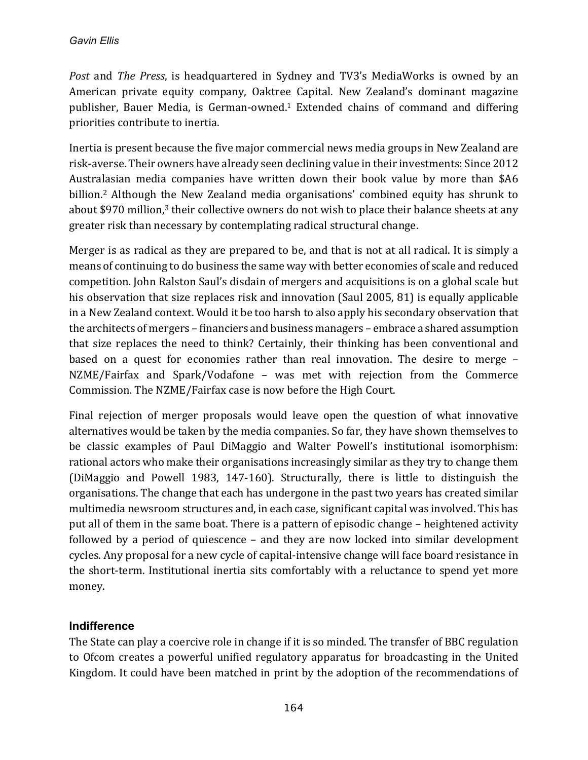*Post* and *The Press*, is headquartered in Sydney and TV3's MediaWorks is owned by an American private equity company, Oaktree Capital. New Zealand's dominant magazine publisher, Bauer Media, is German-owned.[1] Extended chains of command and differing priorities contribute to inertia.

Inertia is present because the five major commercial news media groups in New Zealand are risk-averse. Their owners have already seen declining value in their investments: Since 2012 Australasian media companies have written down their book value by more than $A6 billion.[2] Although the New Zealand media organisations' combined equity has shrunk to about $970 million,[3] their collective owners do not wish to place their balance sheets at any greater risk than necessary by contemplating radical structural change.

Merger is as radical as they are prepared to be, and that is not at all radical. It is simply a means of continuing to do business the same way with better economies of scale and reduced competition. John Ralston Saul's disdain of mergers and acquisitions is on a global scale but his observation that size replaces risk and innovation (Saul 2005, 81) is equally applicable in a New Zealand context. Would it be too harsh to also apply his secondary observation that the architects of mergers – financiers and business managers – embrace a shared assumption that size replaces the need to think? Certainly, their thinking has been conventional and based on a quest for economies rather than real innovation. The desire to merge – NZME/Fairfax and Spark/Vodafone – was met with rejection from the Commerce Commission. The NZME/Fairfax case is now before the High Court.

Final rejection of merger proposals would leave open the question of what innovative alternatives would be taken by the media companies. So far, they have shown themselves to be classic examples of Paul DiMaggio and Walter Powell's institutional isomorphism: rational actors who make their organisations increasingly similar as they try to change them (DiMaggio and Powell 1983, 147-160). Structurally, there is little to distinguish the organisations. The change that each has undergone in the past two years has created similar multimedia newsroom structures and, in each case, significant capital was involved. This has put all of them in the same boat. There is a pattern of episodic change – heightened activity followed by a period of quiescence – and they are now locked into similar development cycles. Any proposal for a new cycle of capital-intensive change will face board resistance in the short-term. Institutional inertia sits comfortably with a reluctance to spend yet more money.

### Indifference

The State can play a coercive role in change if it is so minded. The transfer of BBC regulation to Ofcom creates a powerful unified regulatory apparatus for broadcasting in the United Kingdom. It could have been matched in print by the adoption of the recommendations of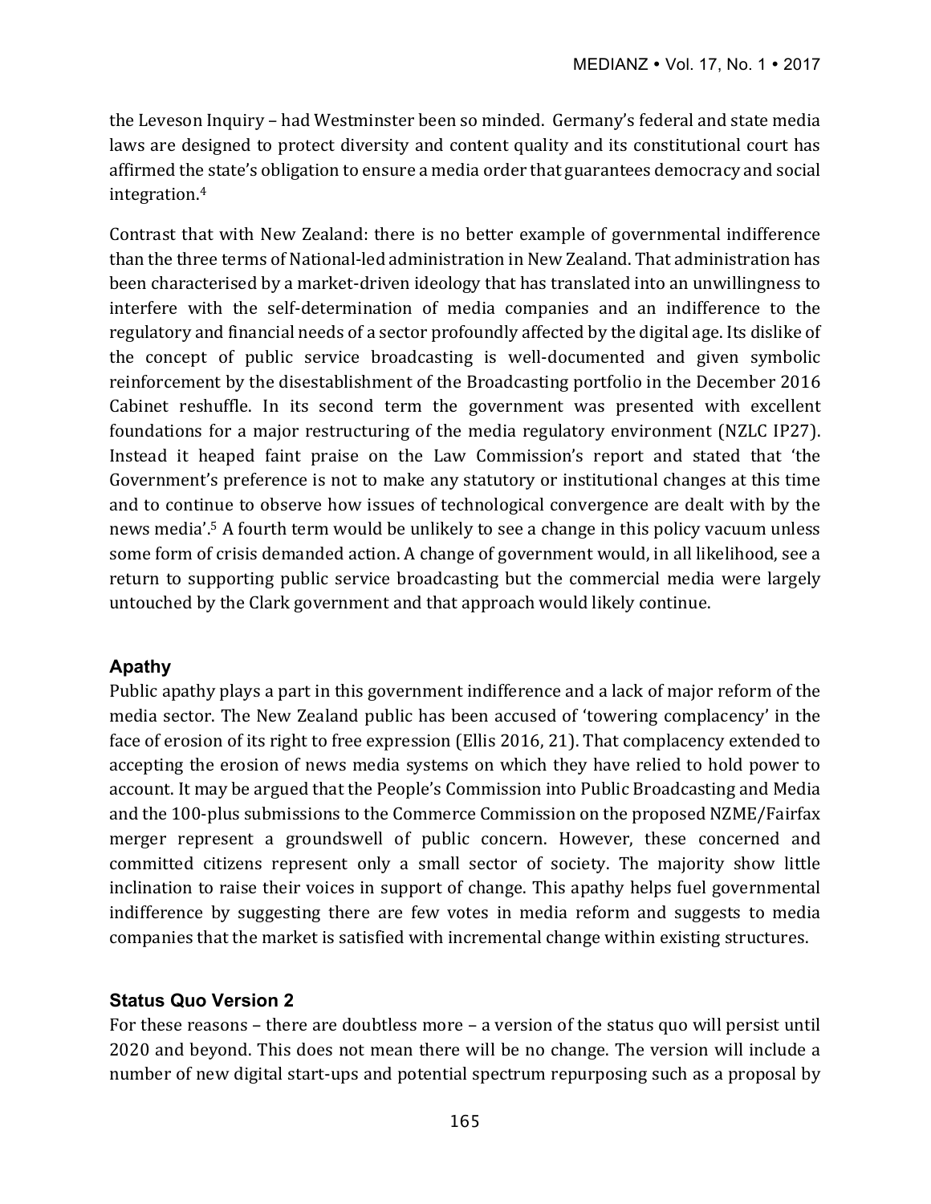the Leveson Inquiry – had Westminster been so minded. Germany's federal and state media laws are designed to protect diversity and content quality and its constitutional court has affirmed the state's obligation to ensure a media order that guarantees democracy and social integration.[4]

Contrast that with New Zealand: there is no better example of governmental indifference than the three terms of National-led administration in New Zealand. That administration has been characterised by a market-driven ideology that has translated into an unwillingness to interfere with the self-determination of media companies and an indifference to the regulatory and financial needs of a sector profoundly affected by the digital age. Its dislike of the concept of public service broadcasting is well-documented and given symbolic reinforcement by the disestablishment of the Broadcasting portfolio in the December 2016 Cabinet reshuffle. In its second term the government was presented with excellent foundations for a major restructuring of the media regulatory environment (NZLC IP27). Instead it heaped faint praise on the Law Commission's report and stated that 'the Government's preference is not to make any statutory or institutional changes at this time and to continue to observe how issues of technological convergence are dealt with by the news media'.[5] A fourth term would be unlikely to see a change in this policy vacuum unless some form of crisis demanded action. A change of government would, in all likelihood, see a return to supporting public service broadcasting but the commercial media were largely untouched by the Clark government and that approach would likely continue.

### Apathy

Public apathy plays a part in this government indifference and a lack of major reform of the media sector. The New Zealand public has been accused of 'towering complacency' in the face of erosion of its right to free expression (Ellis 2016, 21). That complacency extended to accepting the erosion of news media systems on which they have relied to hold power to account. It may be argued that the People's Commission into Public Broadcasting and Media and the 100-plus submissions to the Commerce Commission on the proposed NZME/Fairfax merger represent a groundswell of public concern. However, these concerned and committed citizens represent only a small sector of society. The majority show little inclination to raise their voices in support of change. This apathy helps fuel governmental indifference by suggesting there are few votes in media reform and suggests to media companies that the market is satisfied with incremental change within existing structures.

### Status Quo Version 2

For these reasons – there are doubtless more – a version of the status quo will persist until 2020 and beyond. This does not mean there will be no change. The version will include a number of new digital start-ups and potential spectrum repurposing such as a proposal by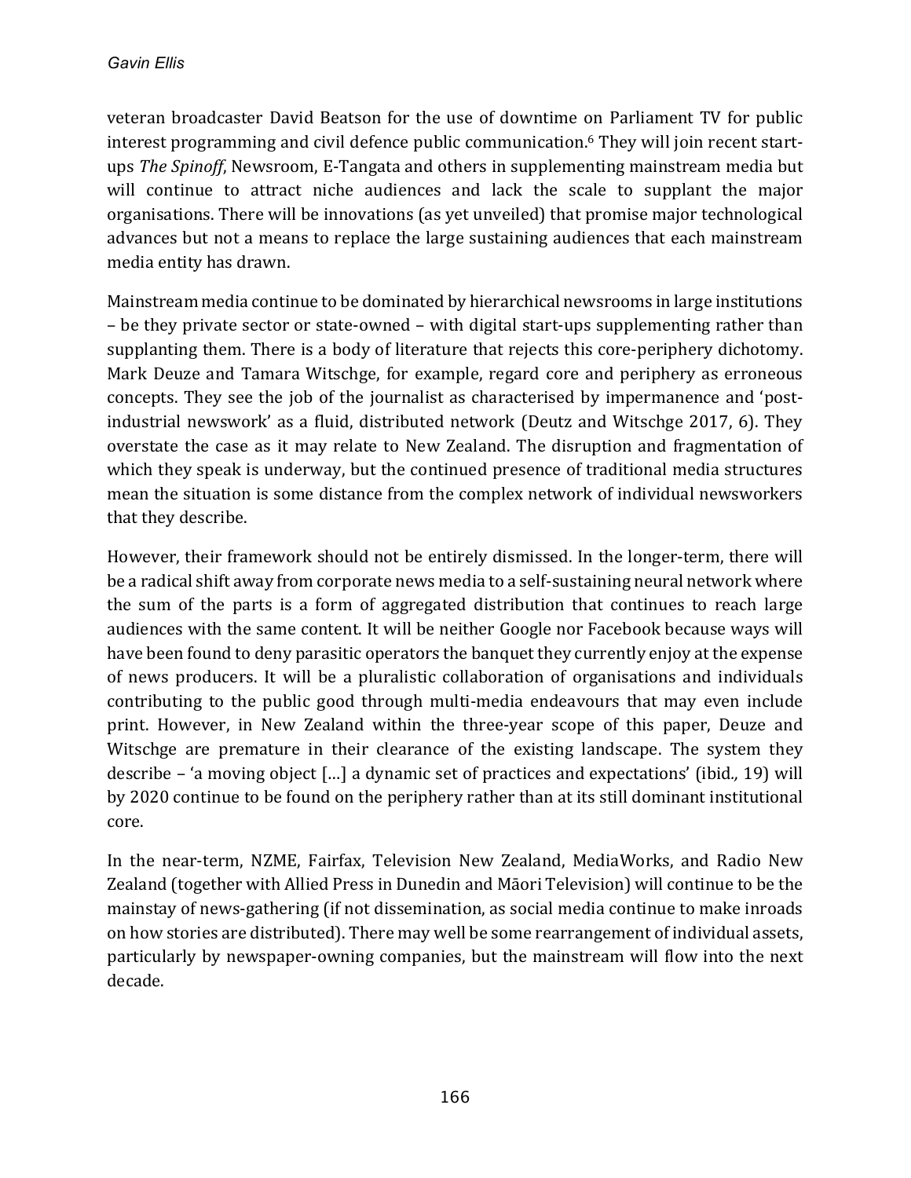veteran broadcaster David Beatson for the use of downtime on Parliament TV for public interest programming and civil defence public communication.[6] They will join recent start-ups *The Spinoff*, Newsroom, E-Tangata and others in supplementing mainstream media but will continue to attract niche audiences and lack the scale to supplant the major organisations. There will be innovations (as yet unveiled) that promise major technological advances but not a means to replace the large sustaining audiences that each mainstream media entity has drawn.

Mainstream media continue to be dominated by hierarchical newsrooms in large institutions – be they private sector or state-owned – with digital start-ups supplementing rather than supplanting them. There is a body of literature that rejects this core-periphery dichotomy. Mark Deuze and Tamara Witschge, for example, regard core and periphery as erroneous concepts. They see the job of the journalist as characterised by impermanence and 'post-industrial newswork' as a fluid, distributed network (Deutz and Witschge 2017, 6). They overstate the case as it may relate to New Zealand. The disruption and fragmentation of which they speak is underway, but the continued presence of traditional media structures mean the situation is some distance from the complex network of individual newsworkers that they describe.

However, their framework should not be entirely dismissed. In the longer-term, there will be a radical shift away from corporate news media to a self-sustaining neural network where the sum of the parts is a form of aggregated distribution that continues to reach large audiences with the same content. It will be neither Google nor Facebook because ways will have been found to deny parasitic operators the banquet they currently enjoy at the expense of news producers. It will be a pluralistic collaboration of organisations and individuals contributing to the public good through multi-media endeavours that may even include print. However, in New Zealand within the three-year scope of this paper, Deuze and Witschge are premature in their clearance of the existing landscape. The system they describe – 'a moving object [...] a dynamic set of practices and expectations' (ibid*.*, 19) will by 2020 continue to be found on the periphery rather than at its still dominant institutional core.

In the near-term, NZME, Fairfax, Television New Zealand, MediaWorks, and Radio New Zealand (together with Allied Press in Dunedin and Māori Television) will continue to be the mainstay of news-gathering (if not dissemination, as social media continue to make inroads on how stories are distributed). There may well be some rearrangement of individual assets, particularly by newspaper-owning companies, but the mainstream will flow into the next decade.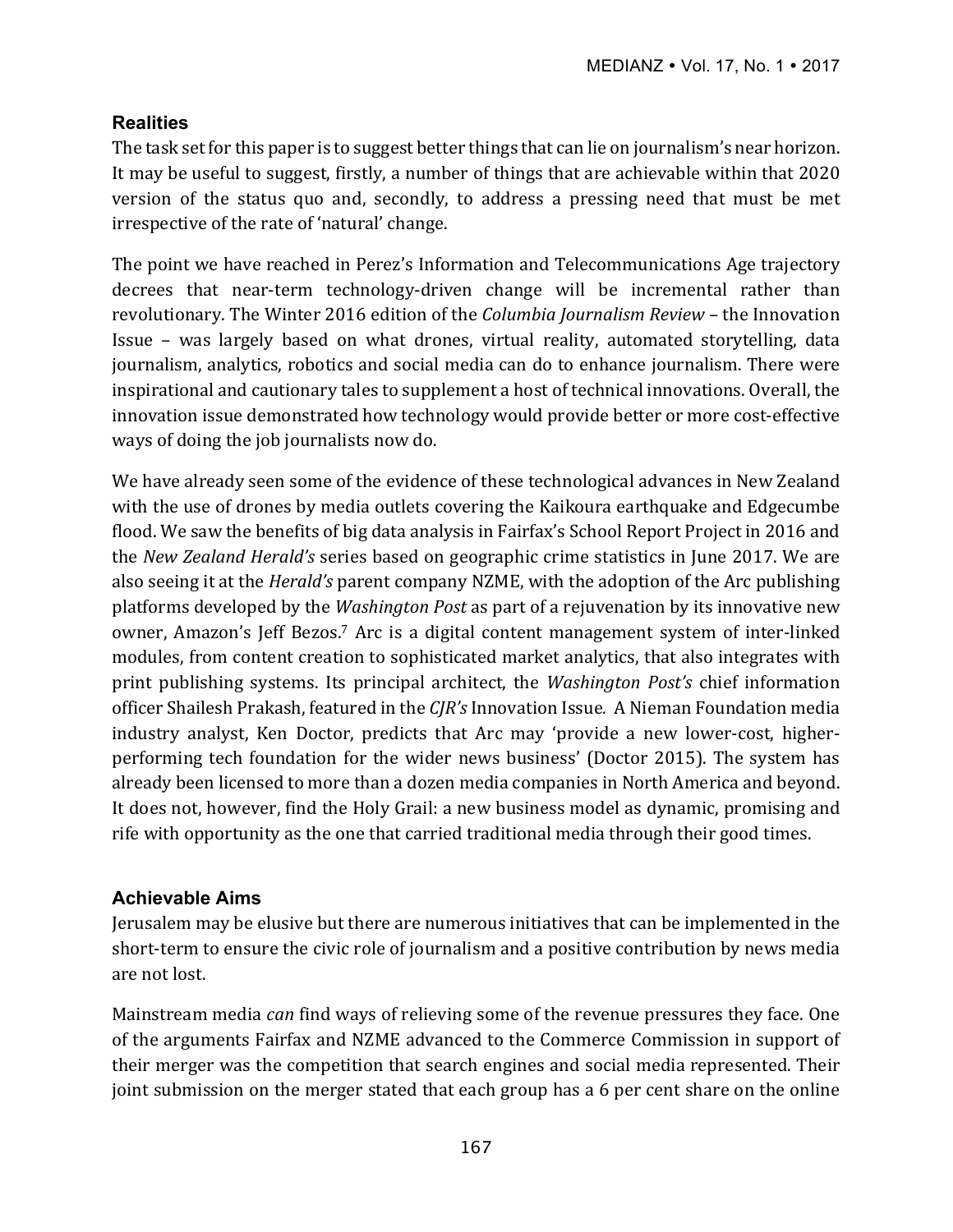## Realities

The task set for this paper is to suggest better things that can lie on journalism's near horizon. It may be useful to suggest, firstly, a number of things that are achievable within that 2020 version of the status quo and, secondly, to address a pressing need that must be met irrespective of the rate of 'natural' change.

The point we have reached in Perez's Information and Telecommunications Age trajectory decrees that near-term technology-driven change will be incremental rather than revolutionary. The Winter 2016 edition of the *Columbia Journalism Review* – the Innovation Issue – was largely based on what drones, virtual reality, automated storytelling, data journalism, analytics, robotics and social media can do to enhance journalism. There were inspirational and cautionary tales to supplement a host of technical innovations. Overall, the innovation issue demonstrated how technology would provide better or more cost-effective ways of doing the job journalists now do.

We have already seen some of the evidence of these technological advances in New Zealand with the use of drones by media outlets covering the Kaikoura earthquake and Edgecumbe flood. We saw the benefits of big data analysis in Fairfax's School Report Project in 2016 and the *New Zealand Herald's* series based on geographic crime statistics in June 2017. We are also seeing it at the *Herald's* parent company NZME, with the adoption of the Arc publishing platforms developed by the *Washington Post* as part of a rejuvenation by its innovative new owner, Amazon's Jeff Bezos.[7] Arc is a digital content management system of inter-linked modules, from content creation to sophisticated market analytics, that also integrates with print publishing systems. Its principal architect, the *Washington Post's* chief information officer Shailesh Prakash, featured in the *CJR's* Innovation Issue. A Nieman Foundation media industry analyst, Ken Doctor, predicts that Arc may 'provide a new lower-cost, higher-performing tech foundation for the wider news business' (Doctor 2015). The system has already been licensed to more than a dozen media companies in North America and beyond. It does not, however, find the Holy Grail: a new business model as dynamic, promising and rife with opportunity as the one that carried traditional media through their good times.

## Achievable Aims

Jerusalem may be elusive but there are numerous initiatives that can be implemented in the short-term to ensure the civic role of journalism and a positive contribution by news media are not lost.

Mainstream media *can* find ways of relieving some of the revenue pressures they face. One of the arguments Fairfax and NZME advanced to the Commerce Commission in support of their merger was the competition that search engines and social media represented. Their joint submission on the merger stated that each group has a 6 per cent share on the online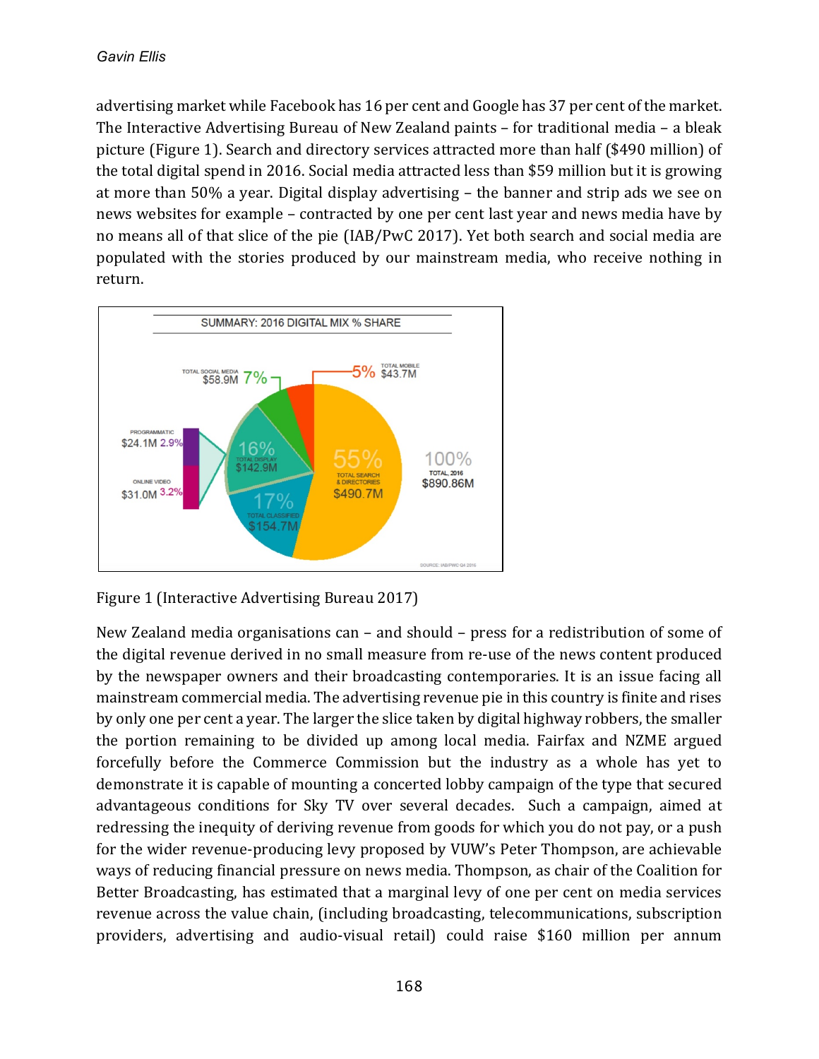advertising market while Facebook has 16 per cent and Google has 37 per cent of the market. The Interactive Advertising Bureau of New Zealand paints – for traditional media – a bleak picture (Figure 1). Search and directory services attracted more than half ($490 million) of the total digital spend in 2016. Social media attracted less than $59 million but it is growing at more than 50% a year. Digital display advertising – the banner and strip ads we see on news websites for example – contracted by one per cent last year and news media have by no means all of that slice of the pie (IAB/PwC 2017). Yet both search and social media are populated with the stories produced by our mainstream media, who receive nothing in return.

Figure 1 (Interactive Advertising Bureau 2017)

New Zealand media organisations can – and should – press for a redistribution of some of the digital revenue derived in no small measure from re-use of the news content produced by the newspaper owners and their broadcasting contemporaries. It is an issue facing all mainstream commercial media. The advertising revenue pie in this country is finite and rises by only one per cent a year. The larger the slice taken by digital highway robbers, the smaller the portion remaining to be divided up among local media. Fairfax and NZME argued forcefully before the Commerce Commission but the industry as a whole has yet to demonstrate it is capable of mounting a concerted lobby campaign of the type that secured advantageous conditions for Sky TV over several decades. Such a campaign, aimed at redressing the inequity of deriving revenue from goods for which you do not pay, or a push for the wider revenue-producing levy proposed by VUW's Peter Thompson, are achievable ways of reducing financial pressure on news media. Thompson, as chair of the Coalition for Better Broadcasting, has estimated that a marginal levy of one per cent on media services revenue across the value chain, (including broadcasting, telecommunications, subscription providers, advertising and audio-visual retail) could raise $160 million per annum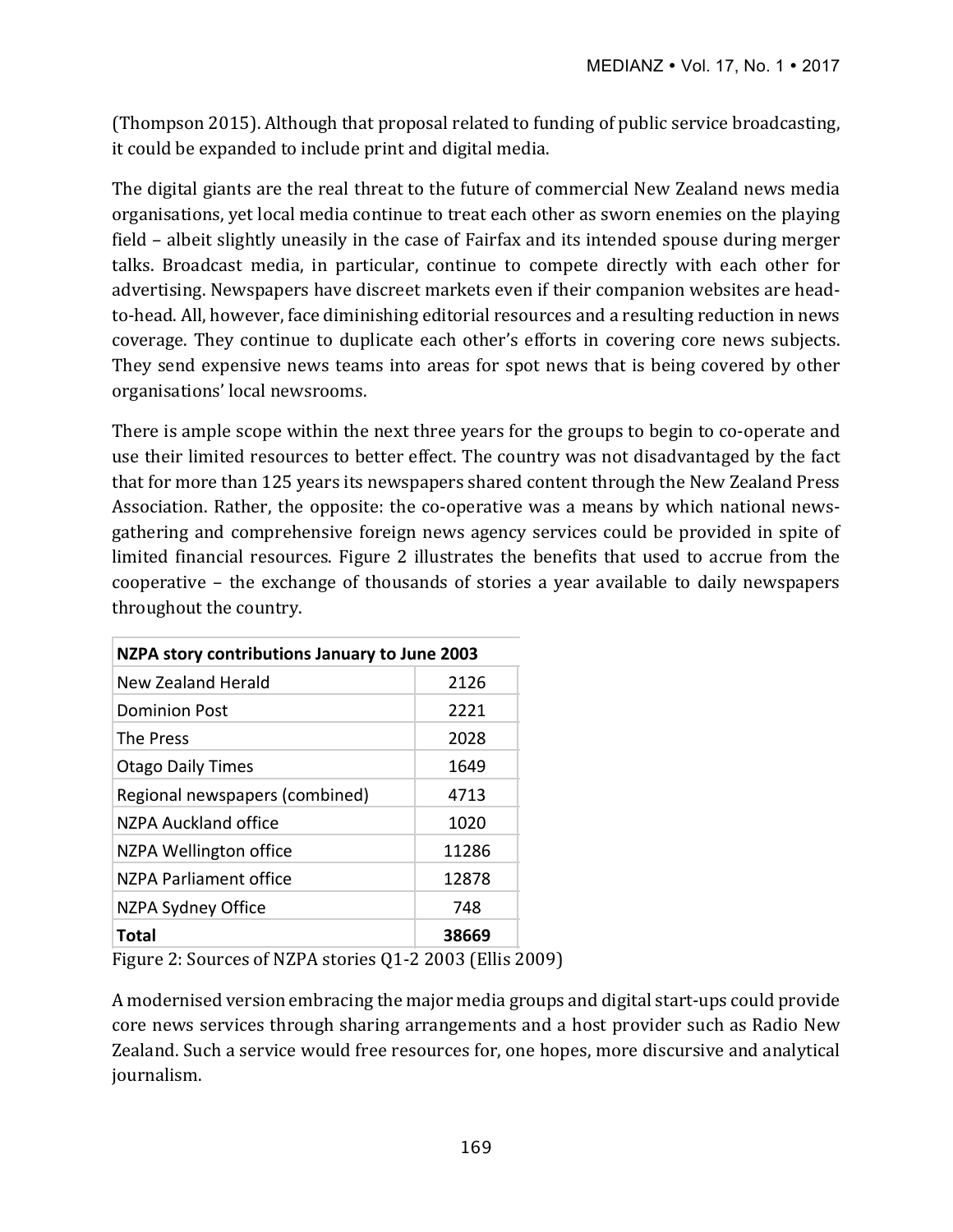(Thompson 2015). Although that proposal related to funding of public service broadcasting, it could be expanded to include print and digital media.

The digital giants are the real threat to the future of commercial New Zealand news media organisations, yet local media continue to treat each other as sworn enemies on the playing field – albeit slightly uneasily in the case of Fairfax and its intended spouse during merger talks. Broadcast media, in particular, continue to compete directly with each other for advertising. Newspapers have discreet markets even if their companion websites are head-to-head. All, however, face diminishing editorial resources and a resulting reduction in news coverage. They continue to duplicate each other's efforts in covering core news subjects. They send expensive news teams into areas for spot news that is being covered by other organisations' local newsrooms.

There is ample scope within the next three years for the groups to begin to co-operate and use their limited resources to better effect. The country was not disadvantaged by the fact that for more than 125 years its newspapers shared content through the New Zealand Press Association. Rather, the opposite: the co-operative was a means by which national news-gathering and comprehensive foreign news agency services could be provided in spite of limited financial resources. Figure 2 illustrates the benefits that used to accrue from the cooperative – the exchange of thousands of stories a year available to daily newspapers throughout the country.

| **NZPA story contributions January to June 2003** | |
|---|---|
| New Zealand Herald | 2126 |
| Dominion Post | 2221 |
| The Press | 2028 |
| Otago Daily Times | 1649 |
| Regional newspapers (combined) | 4713 |
| NZPA Auckland office | 1020 |
| NZPA Wellington office | 11286 |
| NZPA Parliament office | 12878 |
| NZPA Sydney Office | 748 |
| **Total** | **38669** |

Figure 2: Sources of NZPA stories Q1-2 2003 (Ellis 2009)

A modernised version embracing the major media groups and digital start-ups could provide core news services through sharing arrangements and a host provider such as Radio New Zealand. Such a service would free resources for, one hopes, more discursive and analytical journalism.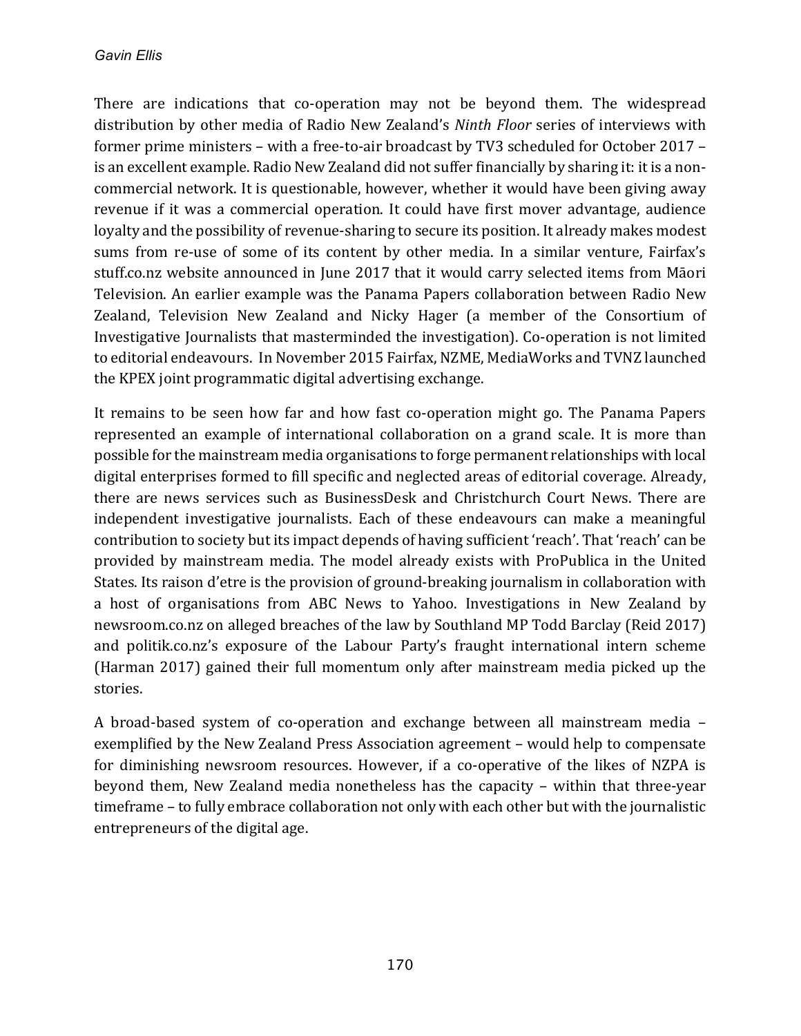There are indications that co-operation may not be beyond them. The widespread distribution by other media of Radio New Zealand's *Ninth Floor* series of interviews with former prime ministers – with a free-to-air broadcast by TV3 scheduled for October 2017 – is an excellent example. Radio New Zealand did not suffer financially by sharing it: it is a non-commercial network. It is questionable, however, whether it would have been giving away revenue if it was a commercial operation. It could have first mover advantage, audience loyalty and the possibility of revenue-sharing to secure its position. It already makes modest sums from re-use of some of its content by other media. In a similar venture, Fairfax's stuff.co.nz website announced in June 2017 that it would carry selected items from Māori Television. An earlier example was the Panama Papers collaboration between Radio New Zealand, Television New Zealand and Nicky Hager (a member of the Consortium of Investigative Journalists that masterminded the investigation). Co-operation is not limited to editorial endeavours. In November 2015 Fairfax, NZME, MediaWorks and TVNZ launched the KPEX joint programmatic digital advertising exchange.

It remains to be seen how far and how fast co-operation might go. The Panama Papers represented an example of international collaboration on a grand scale. It is more than possible for the mainstream media organisations to forge permanent relationships with local digital enterprises formed to fill specific and neglected areas of editorial coverage. Already, there are news services such as BusinessDesk and Christchurch Court News. There are independent investigative journalists. Each of these endeavours can make a meaningful contribution to society but its impact depends of having sufficient 'reach'. That 'reach' can be provided by mainstream media. The model already exists with ProPublica in the United States. Its raison d'etre is the provision of ground-breaking journalism in collaboration with a host of organisations from ABC News to Yahoo. Investigations in New Zealand by newsroom.co.nz on alleged breaches of the law by Southland MP Todd Barclay (Reid 2017) and politik.co.nz's exposure of the Labour Party's fraught international intern scheme (Harman 2017) gained their full momentum only after mainstream media picked up the stories.

A broad-based system of co-operation and exchange between all mainstream media – exemplified by the New Zealand Press Association agreement – would help to compensate for diminishing newsroom resources. However, if a co-operative of the likes of NZPA is beyond them, New Zealand media nonetheless has the capacity – within that three-year timeframe – to fully embrace collaboration not only with each other but with the journalistic entrepreneurs of the digital age.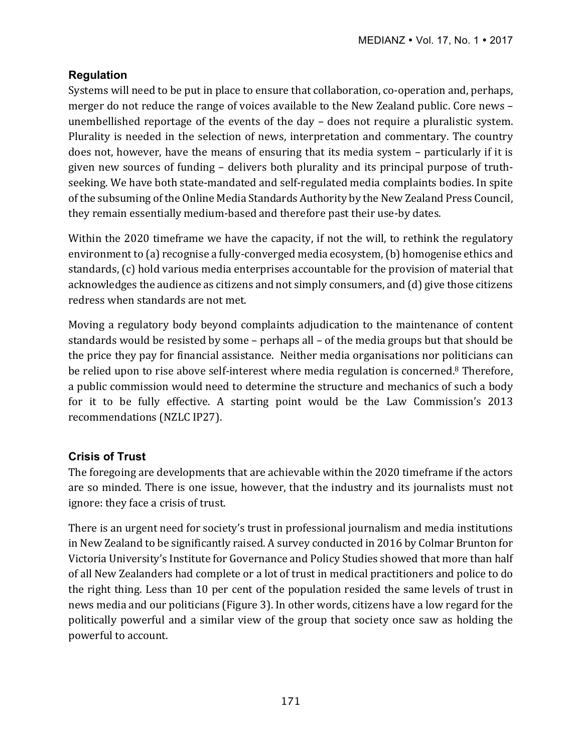## Regulation

Systems will need to be put in place to ensure that collaboration, co-operation and, perhaps, merger do not reduce the range of voices available to the New Zealand public. Core news – unembellished reportage of the events of the day – does not require a pluralistic system. Plurality is needed in the selection of news, interpretation and commentary. The country does not, however, have the means of ensuring that its media system – particularly if it is given new sources of funding – delivers both plurality and its principal purpose of truth-seeking. We have both state-mandated and self-regulated media complaints bodies. In spite of the subsuming of the Online Media Standards Authority by the New Zealand Press Council, they remain essentially medium-based and therefore past their use-by dates.

Within the 2020 timeframe we have the capacity, if not the will, to rethink the regulatory environment to (a) recognise a fully-converged media ecosystem, (b) homogenise ethics and standards, (c) hold various media enterprises accountable for the provision of material that acknowledges the audience as citizens and not simply consumers, and (d) give those citizens redress when standards are not met.

Moving a regulatory body beyond complaints adjudication to the maintenance of content standards would be resisted by some – perhaps all – of the media groups but that should be the price they pay for financial assistance. Neither media organisations nor politicians can be relied upon to rise above self-interest where media regulation is concerned.[8] Therefore, a public commission would need to determine the structure and mechanics of such a body for it to be fully effective. A starting point would be the Law Commission's 2013 recommendations (NZLC IP27).

## Crisis of Trust

The foregoing are developments that are achievable within the 2020 timeframe if the actors are so minded. There is one issue, however, that the industry and its journalists must not ignore: they face a crisis of trust.

There is an urgent need for society's trust in professional journalism and media institutions in New Zealand to be significantly raised. A survey conducted in 2016 by Colmar Brunton for Victoria University's Institute for Governance and Policy Studies showed that more than half of all New Zealanders had complete or a lot of trust in medical practitioners and police to do the right thing. Less than 10 per cent of the population resided the same levels of trust in news media and our politicians (Figure 3). In other words, citizens have a low regard for the politically powerful and a similar view of the group that society once saw as holding the powerful to account.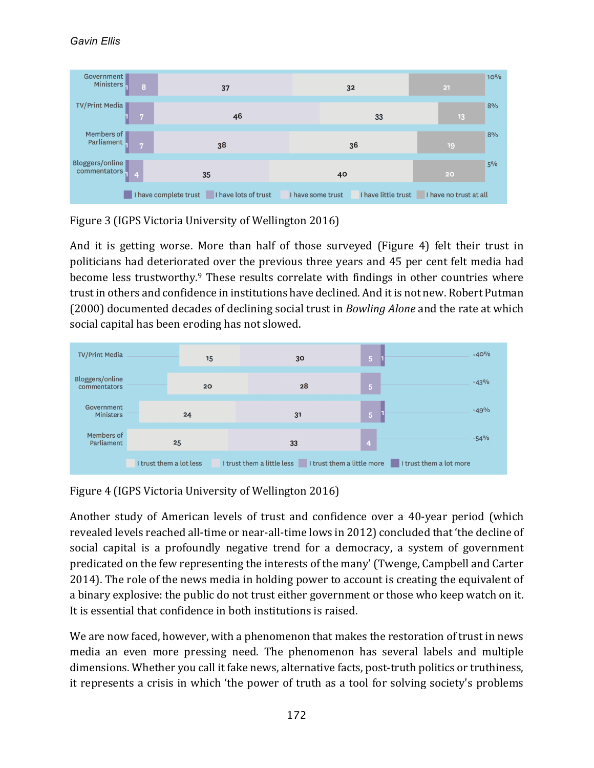| | I have complete trust | I have lots of trust | I have some trust | I have little trust | I have no trust at all | |
|---|---|---|---|---|---|---|
| Government Ministers | 1 | 8 | 37 | 32 | 21 | 10% |
| TV/Print Media | 1 | 7 | 46 | 33 | 13 | 8% |
| Members of Parliament | 1 | 7 | 38 | 36 | 19 | 8% |
| Bloggers/online commentators | 1 | 4 | 35 | 40 | 20 | 5% |

Figure 3 (IGPS Victoria University of Wellington 2016)

And it is getting worse. More than half of those surveyed (Figure 4) felt their trust in politicians had deteriorated over the previous three years and 45 per cent felt media had become less trustworthy.[9] These results correlate with findings in other countries where trust in others and confidence in institutions have declined. And it is not new. Robert Putman (2000) documented decades of declining social trust in *Bowling Alone* and the rate at which social capital has been eroding has not slowed.

| | I trust them a lot less | I trust them a little less | I trust them a little more | I trust them a lot more | |
|---|---|---|---|---|---|
| TV/Print Media | 15 | 30 | 5 | 1 | -40% |
| Bloggers/online commentators | 20 | 28 | 5 | | -43% |
| Government Ministers | 24 | 31 | 5 | 1 | -49% |
| Members of Parliament | 25 | 33 | 4 | | -54% |

Figure 4 (IGPS Victoria University of Wellington 2016)

Another study of American levels of trust and confidence over a 40-year period (which revealed levels reached all-time or near-all-time lows in 2012) concluded that 'the decline of social capital is a profoundly negative trend for a democracy, a system of government predicated on the few representing the interests of the many' (Twenge, Campbell and Carter 2014). The role of the news media in holding power to account is creating the equivalent of a binary explosive: the public do not trust either government or those who keep watch on it. It is essential that confidence in both institutions is raised.

We are now faced, however, with a phenomenon that makes the restoration of trust in news media an even more pressing need. The phenomenon has several labels and multiple dimensions. Whether you call it fake news, alternative facts, post-truth politics or truthiness, it represents a crisis in which 'the power of truth as a tool for solving society's problems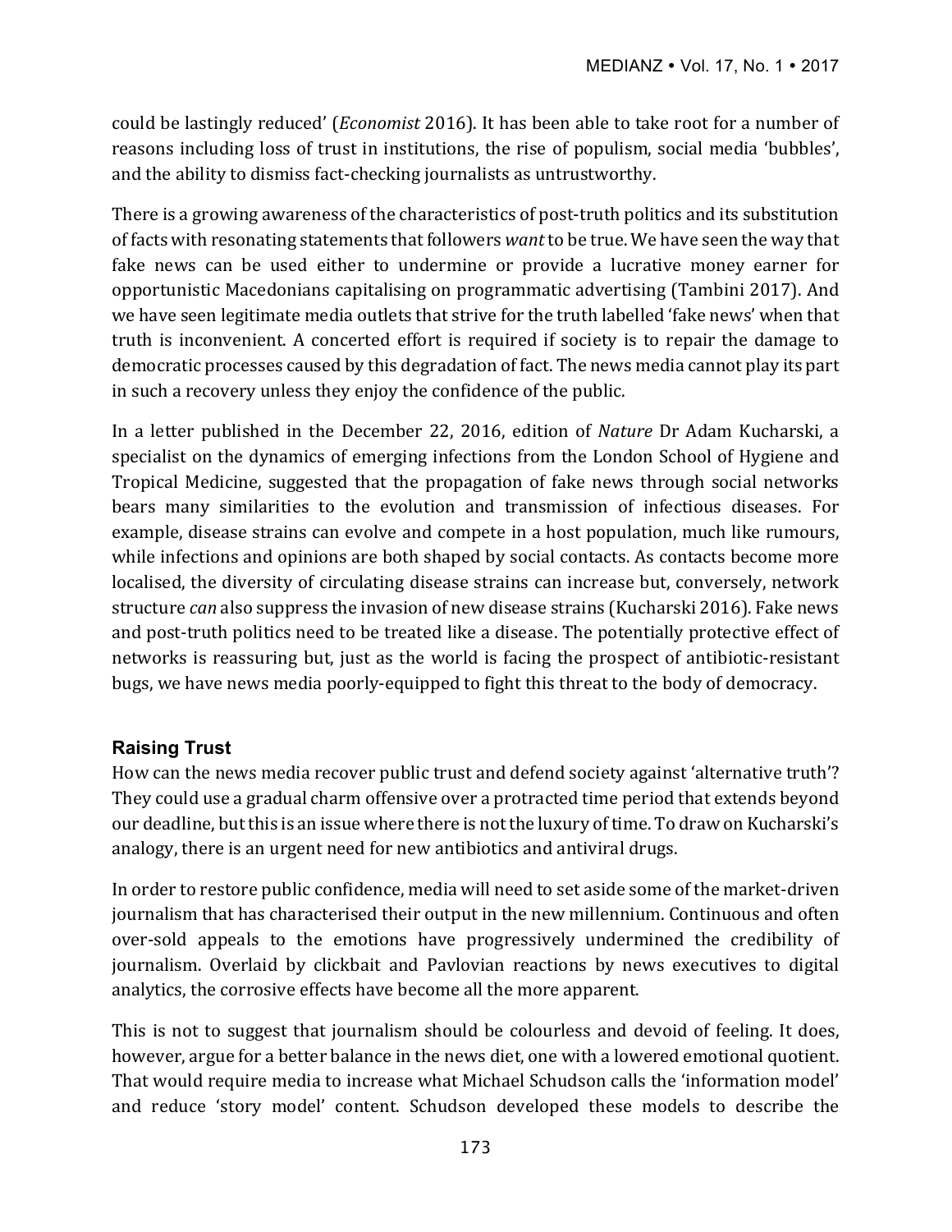could be lastingly reduced' (*Economist* 2016). It has been able to take root for a number of reasons including loss of trust in institutions, the rise of populism, social media 'bubbles', and the ability to dismiss fact-checking journalists as untrustworthy.

There is a growing awareness of the characteristics of post-truth politics and its substitution of facts with resonating statements that followers *want* to be true. We have seen the way that fake news can be used either to undermine or provide a lucrative money earner for opportunistic Macedonians capitalising on programmatic advertising (Tambini 2017). And we have seen legitimate media outlets that strive for the truth labelled 'fake news' when that truth is inconvenient. A concerted effort is required if society is to repair the damage to democratic processes caused by this degradation of fact. The news media cannot play its part in such a recovery unless they enjoy the confidence of the public.

In a letter published in the December 22, 2016, edition of *Nature* Dr Adam Kucharski, a specialist on the dynamics of emerging infections from the London School of Hygiene and Tropical Medicine, suggested that the propagation of fake news through social networks bears many similarities to the evolution and transmission of infectious diseases. For example, disease strains can evolve and compete in a host population, much like rumours, while infections and opinions are both shaped by social contacts. As contacts become more localised, the diversity of circulating disease strains can increase but, conversely, network structure *can* also suppress the invasion of new disease strains (Kucharski 2016). Fake news and post-truth politics need to be treated like a disease. The potentially protective effect of networks is reassuring but, just as the world is facing the prospect of antibiotic-resistant bugs, we have news media poorly-equipped to fight this threat to the body of democracy.

## Raising Trust

How can the news media recover public trust and defend society against 'alternative truth'? They could use a gradual charm offensive over a protracted time period that extends beyond our deadline, but this is an issue where there is not the luxury of time. To draw on Kucharski's analogy, there is an urgent need for new antibiotics and antiviral drugs.

In order to restore public confidence, media will need to set aside some of the market-driven journalism that has characterised their output in the new millennium. Continuous and often over-sold appeals to the emotions have progressively undermined the credibility of journalism. Overlaid by clickbait and Pavlovian reactions by news executives to digital analytics, the corrosive effects have become all the more apparent.

This is not to suggest that journalism should be colourless and devoid of feeling. It does, however, argue for a better balance in the news diet, one with a lowered emotional quotient. That would require media to increase what Michael Schudson calls the 'information model' and reduce 'story model' content. Schudson developed these models to describe the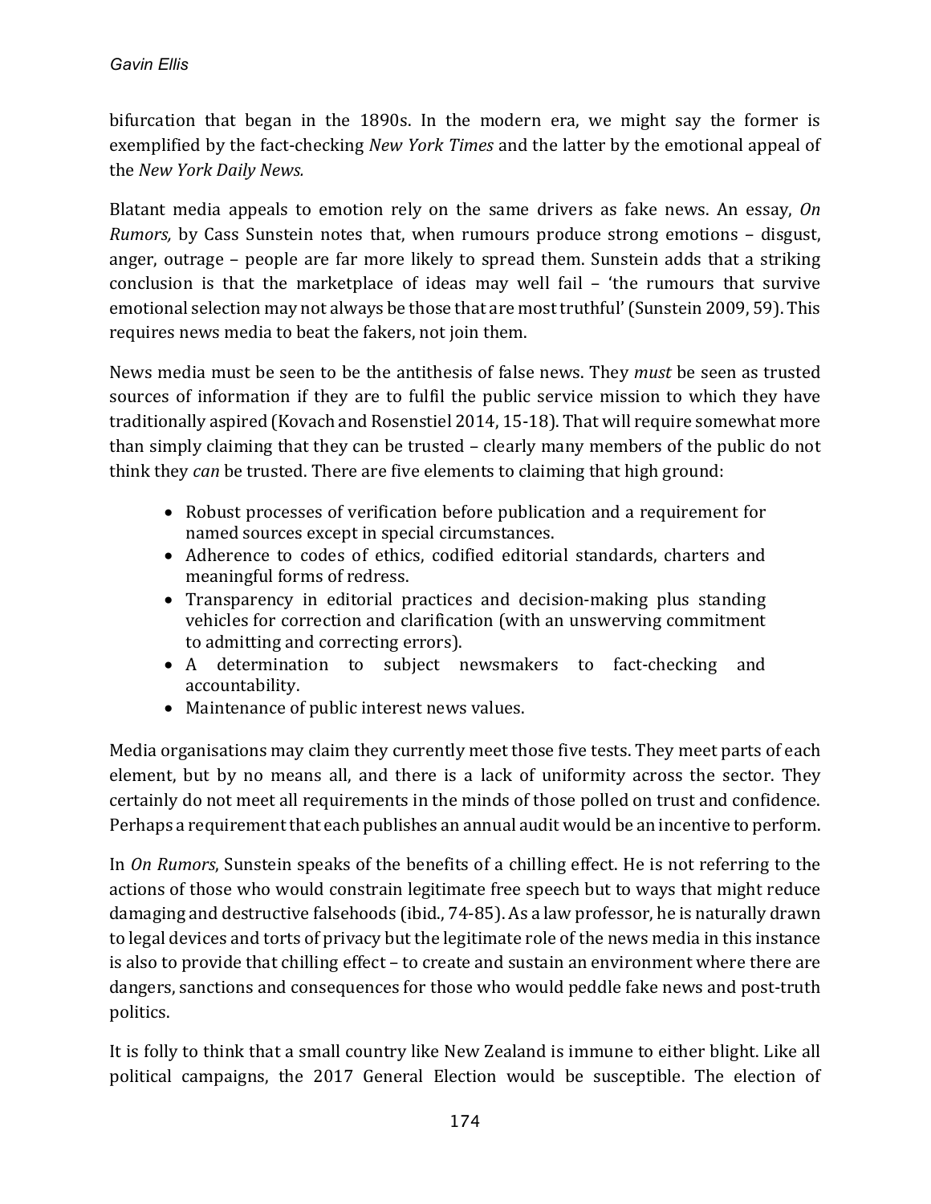bifurcation that began in the 1890s. In the modern era, we might say the former is exemplified by the fact-checking *New York Times* and the latter by the emotional appeal of the *New York Daily News.*

Blatant media appeals to emotion rely on the same drivers as fake news. An essay, *On Rumors,* by Cass Sunstein notes that, when rumours produce strong emotions – disgust, anger, outrage – people are far more likely to spread them. Sunstein adds that a striking conclusion is that the marketplace of ideas may well fail – 'the rumours that survive emotional selection may not always be those that are most truthful' (Sunstein 2009, 59). This requires news media to beat the fakers, not join them.

News media must be seen to be the antithesis of false news. They *must* be seen as trusted sources of information if they are to fulfil the public service mission to which they have traditionally aspired (Kovach and Rosenstiel 2014, 15-18). That will require somewhat more than simply claiming that they can be trusted – clearly many members of the public do not think they *can* be trusted. There are five elements to claiming that high ground:

- Robust processes of verification before publication and a requirement for named sources except in special circumstances.
- Adherence to codes of ethics, codified editorial standards, charters and meaningful forms of redress.
- Transparency in editorial practices and decision-making plus standing vehicles for correction and clarification (with an unswerving commitment to admitting and correcting errors).
- A determination to subject newsmakers to fact-checking and accountability.
- Maintenance of public interest news values.

Media organisations may claim they currently meet those five tests. They meet parts of each element, but by no means all, and there is a lack of uniformity across the sector. They certainly do not meet all requirements in the minds of those polled on trust and confidence. Perhaps a requirement that each publishes an annual audit would be an incentive to perform.

In *On Rumors*, Sunstein speaks of the benefits of a chilling effect. He is not referring to the actions of those who would constrain legitimate free speech but to ways that might reduce damaging and destructive falsehoods (ibid., 74-85). As a law professor, he is naturally drawn to legal devices and torts of privacy but the legitimate role of the news media in this instance is also to provide that chilling effect – to create and sustain an environment where there are dangers, sanctions and consequences for those who would peddle fake news and post-truth politics.

It is folly to think that a small country like New Zealand is immune to either blight. Like all political campaigns, the 2017 General Election would be susceptible. The election of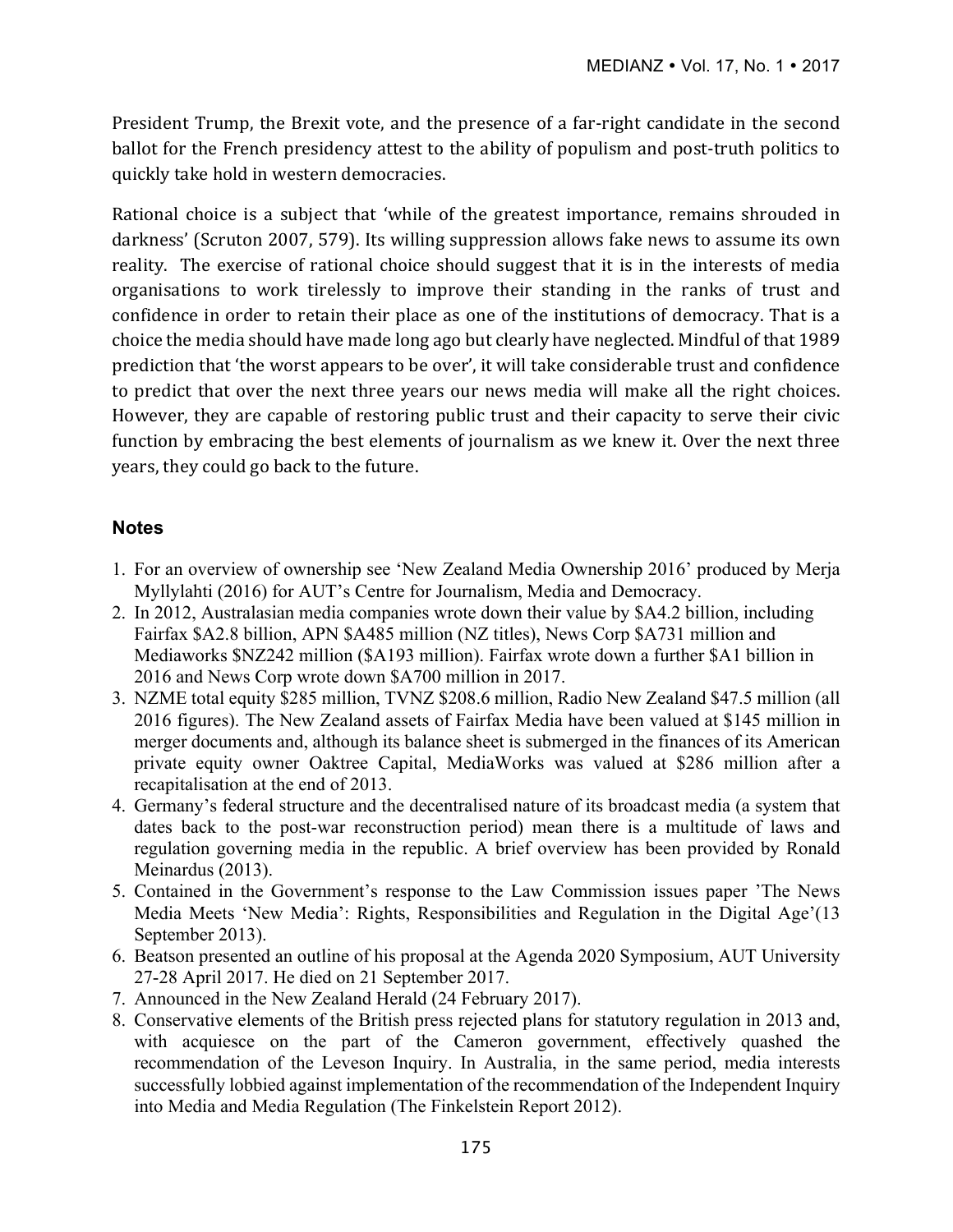President Trump, the Brexit vote, and the presence of a far-right candidate in the second ballot for the French presidency attest to the ability of populism and post-truth politics to quickly take hold in western democracies.

Rational choice is a subject that 'while of the greatest importance, remains shrouded in darkness' (Scruton 2007, 579). Its willing suppression allows fake news to assume its own reality. The exercise of rational choice should suggest that it is in the interests of media organisations to work tirelessly to improve their standing in the ranks of trust and confidence in order to retain their place as one of the institutions of democracy. That is a choice the media should have made long ago but clearly have neglected. Mindful of that 1989 prediction that 'the worst appears to be over', it will take considerable trust and confidence to predict that over the next three years our news media will make all the right choices. However, they are capable of restoring public trust and their capacity to serve their civic function by embracing the best elements of journalism as we knew it. Over the next three years, they could go back to the future.

## Notes

1. For an overview of ownership see 'New Zealand Media Ownership 2016' produced by Merja Myllylahti (2016) for AUT's Centre for Journalism, Media and Democracy.
2. In 2012, Australasian media companies wrote down their value by $A4.2 billion, including Fairfax $A2.8 billion, APN $A485 million (NZ titles), News Corp $A731 million and Mediaworks $NZ242 million ($A193 million). Fairfax wrote down a further $A1 billion in 2016 and News Corp wrote down $A700 million in 2017.
3. NZME total equity $285 million, TVNZ $208.6 million, Radio New Zealand $47.5 million (all 2016 figures). The New Zealand assets of Fairfax Media have been valued at $145 million in merger documents and, although its balance sheet is submerged in the finances of its American private equity owner Oaktree Capital, MediaWorks was valued at $286 million after a recapitalisation at the end of 2013.
4. Germany's federal structure and the decentralised nature of its broadcast media (a system that dates back to the post-war reconstruction period) mean there is a multitude of laws and regulation governing media in the republic. A brief overview has been provided by Ronald Meinardus (2013).
5. Contained in the Government's response to the Law Commission issues paper 'The News Media Meets 'New Media': Rights, Responsibilities and Regulation in the Digital Age'(13 September 2013).
6. Beatson presented an outline of his proposal at the Agenda 2020 Symposium, AUT University 27-28 April 2017. He died on 21 September 2017.
7. Announced in the New Zealand Herald (24 February 2017).
8. Conservative elements of the British press rejected plans for statutory regulation in 2013 and, with acquiesce on the part of the Cameron government, effectively quashed the recommendation of the Leveson Inquiry. In Australia, in the same period, media interests successfully lobbied against implementation of the recommendation of the Independent Inquiry into Media and Media Regulation (The Finkelstein Report 2012).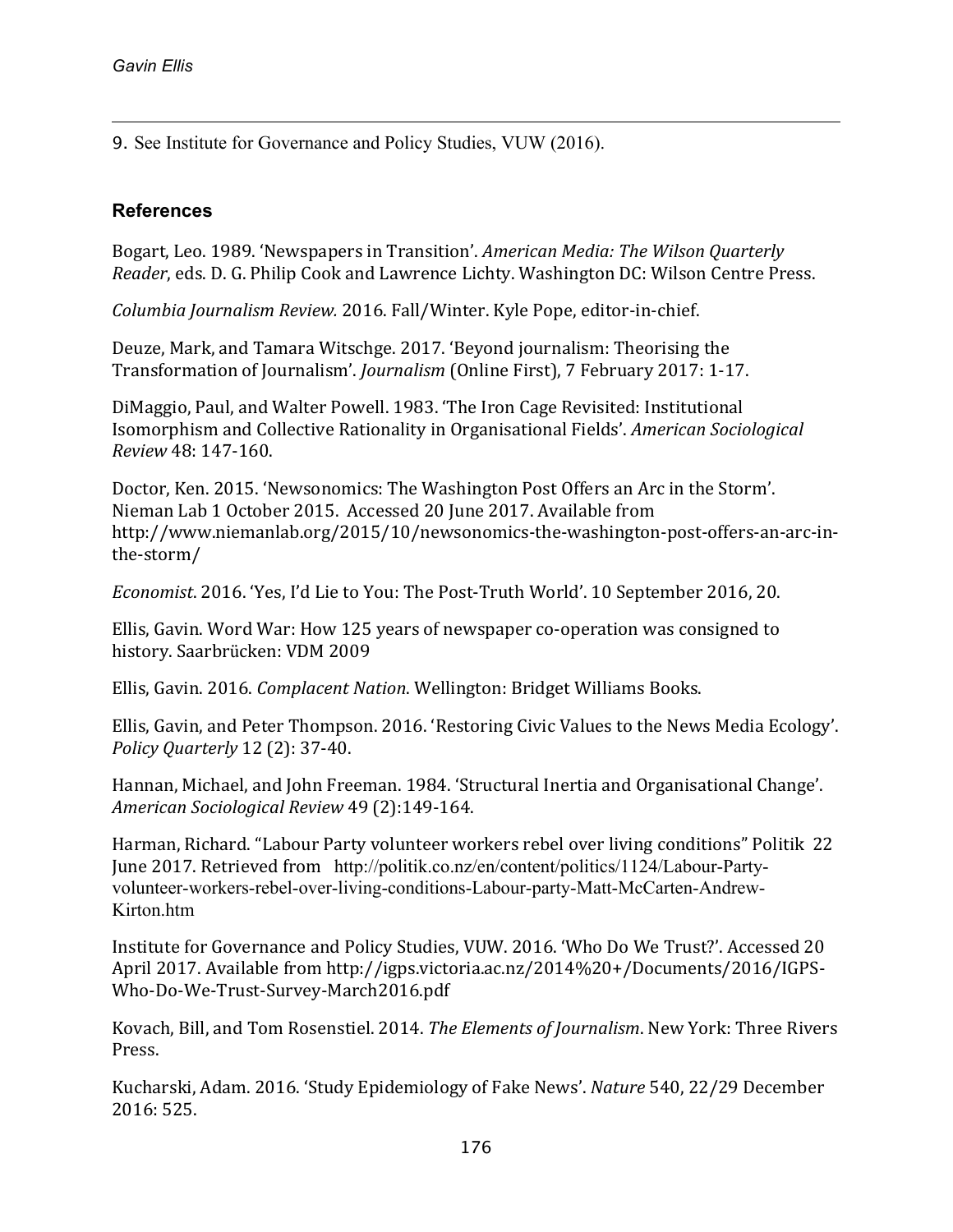9. See Institute for Governance and Policy Studies, VUW (2016).

## References

Bogart, Leo. 1989. 'Newspapers in Transition'. *American Media: The Wilson Quarterly Reader*, eds. D. G. Philip Cook and Lawrence Lichty. Washington DC: Wilson Centre Press.

*Columbia Journalism Review.* 2016. Fall/Winter. Kyle Pope, editor-in-chief.

Deuze, Mark, and Tamara Witschge. 2017. 'Beyond journalism: Theorising the Transformation of Journalism'. *Journalism* (Online First), 7 February 2017: 1-17.

DiMaggio, Paul, and Walter Powell. 1983. 'The Iron Cage Revisited: Institutional Isomorphism and Collective Rationality in Organisational Fields'. *American Sociological Review* 48: 147-160.

Doctor, Ken. 2015. 'Newsonomics: The Washington Post Offers an Arc in the Storm'. Nieman Lab 1 October 2015. Accessed 20 June 2017. Available from http://www.niemanlab.org/2015/10/newsonomics-the-washington-post-offers-an-arc-in-the-storm/

*Economist*. 2016. 'Yes, I'd Lie to You: The Post-Truth World'. 10 September 2016, 20.

Ellis, Gavin. Word War: How 125 years of newspaper co-operation was consigned to history. Saarbrücken: VDM 2009

Ellis, Gavin. 2016. *Complacent Nation*. Wellington: Bridget Williams Books.

Ellis, Gavin, and Peter Thompson. 2016. 'Restoring Civic Values to the News Media Ecology'. *Policy Quarterly* 12 (2): 37-40.

Hannan, Michael, and John Freeman. 1984. 'Structural Inertia and Organisational Change'. *American Sociological Review* 49 (2):149-164.

Harman, Richard. "Labour Party volunteer workers rebel over living conditions" Politik 22 June 2017. Retrieved from http://politik.co.nz/en/content/politics/1124/Labour-Party-volunteer-workers-rebel-over-living-conditions-Labour-party-Matt-McCarten-Andrew-Kirton.htm

Institute for Governance and Policy Studies, VUW. 2016. 'Who Do We Trust?'. Accessed 20 April 2017. Available from http://igps.victoria.ac.nz/2014%20+/Documents/2016/IGPS-Who-Do-We-Trust-Survey-March2016.pdf

Kovach, Bill, and Tom Rosenstiel. 2014. *The Elements of Journalism*. New York: Three Rivers Press.

Kucharski, Adam. 2016. 'Study Epidemiology of Fake News'. *Nature* 540, 22/29 December 2016: 525.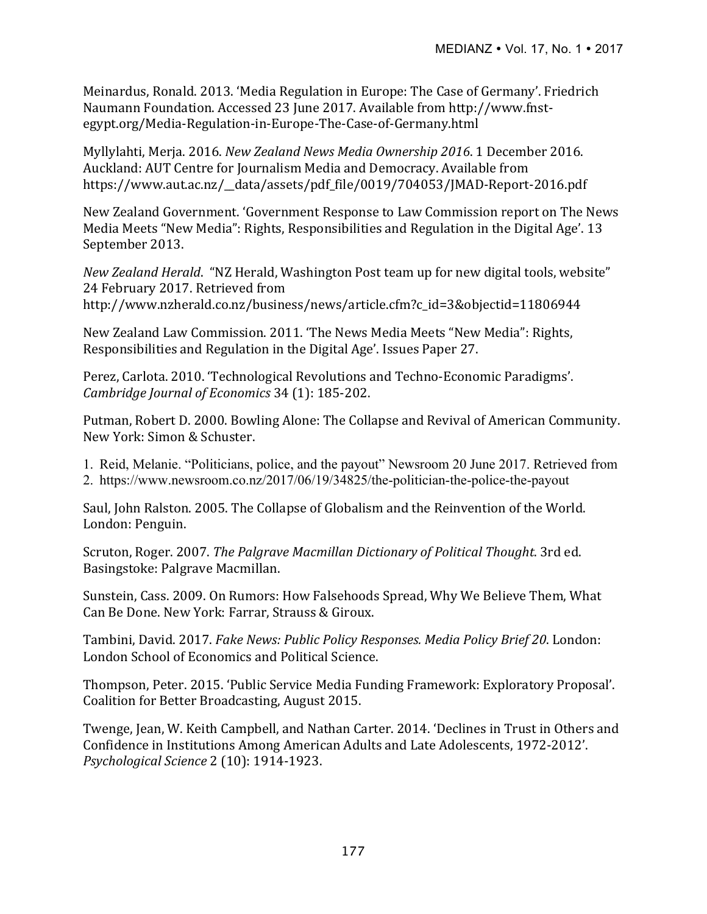Meinardus, Ronald. 2013. 'Media Regulation in Europe: The Case of Germany'. Friedrich Naumann Foundation. Accessed 23 June 2017. Available from http://www.fnst-egypt.org/Media-Regulation-in-Europe-The-Case-of-Germany.html

Myllylahti, Merja. 2016. *New Zealand News Media Ownership 2016*. 1 December 2016. Auckland: AUT Centre for Journalism Media and Democracy. Available from https://www.aut.ac.nz/__data/assets/pdf_file/0019/704053/JMAD-Report-2016.pdf

New Zealand Government. 'Government Response to Law Commission report on The News Media Meets "New Media": Rights, Responsibilities and Regulation in the Digital Age'. 13 September 2013.

*New Zealand Herald*. "NZ Herald, Washington Post team up for new digital tools, website" 24 February 2017. Retrieved from http://www.nzherald.co.nz/business/news/article.cfm?c_id=3&objectid=11806944

New Zealand Law Commission. 2011. 'The News Media Meets "New Media": Rights, Responsibilities and Regulation in the Digital Age'. Issues Paper 27.

Perez, Carlota. 2010. 'Technological Revolutions and Techno-Economic Paradigms'. *Cambridge Journal of Economics* 34 (1): 185-202.

Putman, Robert D. 2000. Bowling Alone: The Collapse and Revival of American Community. New York: Simon & Schuster.

1. Reid, Melanie. "Politicians, police, and the payout" Newsroom 20 June 2017. Retrieved from
2. https://www.newsroom.co.nz/2017/06/19/34825/the-politician-the-police-the-payout

Saul, John Ralston. 2005. The Collapse of Globalism and the Reinvention of the World. London: Penguin.

Scruton, Roger. 2007. *The Palgrave Macmillan Dictionary of Political Thought*. 3rd ed. Basingstoke: Palgrave Macmillan.

Sunstein, Cass. 2009. On Rumors: How Falsehoods Spread, Why We Believe Them, What Can Be Done. New York: Farrar, Strauss & Giroux.

Tambini, David. 2017. *Fake News: Public Policy Responses. Media Policy Brief 20*. London: London School of Economics and Political Science.

Thompson, Peter. 2015. 'Public Service Media Funding Framework: Exploratory Proposal'. Coalition for Better Broadcasting, August 2015.

Twenge, Jean, W. Keith Campbell, and Nathan Carter. 2014. 'Declines in Trust in Others and Confidence in Institutions Among American Adults and Late Adolescents, 1972-2012'. *Psychological Science* 2 (10): 1914-1923.